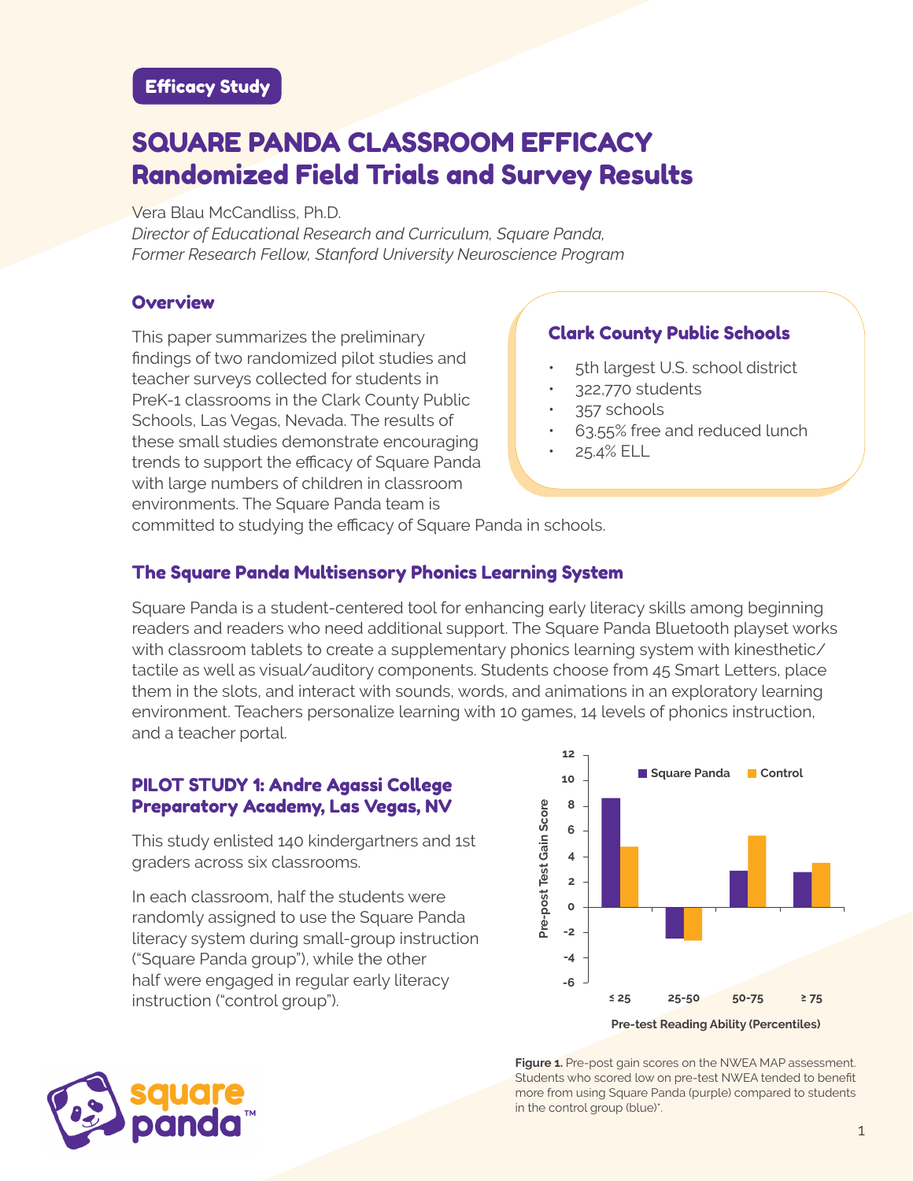Efficacy Study

# SQUARE PANDA CLASSROOM EFFICACY
## Randomized Field Trials and Survey Results

Vera Blau McCandliss, Ph.D.
*Director of Educational Research and Curriculum, Square Panda,*
*Former Research Fellow, Stanford University Neuroscience Program*

### Overview

This paper summarizes the preliminary findings of two randomized pilot studies and teacher surveys collected for students in PreK-1 classrooms in the Clark County Public Schools, Las Vegas, Nevada. The results of these small studies demonstrate encouraging trends to support the efficacy of Square Panda with large numbers of children in classroom environments. The Square Panda team is committed to studying the efficacy of Square Panda in schools.

### Clark County Public Schools

- 5th largest U.S. school district
- 322,770 students
- 357 schools
- 63.55% free and reduced lunch
- 25.4% ELL

### The Square Panda Multisensory Phonics Learning System

Square Panda is a student-centered tool for enhancing early literacy skills among beginning readers and readers who need additional support. The Square Panda Bluetooth playset works with classroom tablets to create a supplementary phonics learning system with kinesthetic/tactile as well as visual/auditory components. Students choose from 45 Smart Letters, place them in the slots, and interact with sounds, words, and animations in an exploratory learning environment. Teachers personalize learning with 10 games, 14 levels of phonics instruction, and a teacher portal.

### PILOT STUDY 1: Andre Agassi College Preparatory Academy, Las Vegas, NV

This study enlisted 140 kindergartners and 1st graders across six classrooms.

In each classroom, half the students were randomly assigned to use the Square Panda literacy system during small-group instruction ("Square Panda group"), while the other half were engaged in regular early literacy instruction ("control group").

**Figure 1.** Pre-post gain scores on the NWEA MAP assessment. Students who scored low on pre-test NWEA tended to benefit more from using Square Panda (purple) compared to students in the control group (blue)*.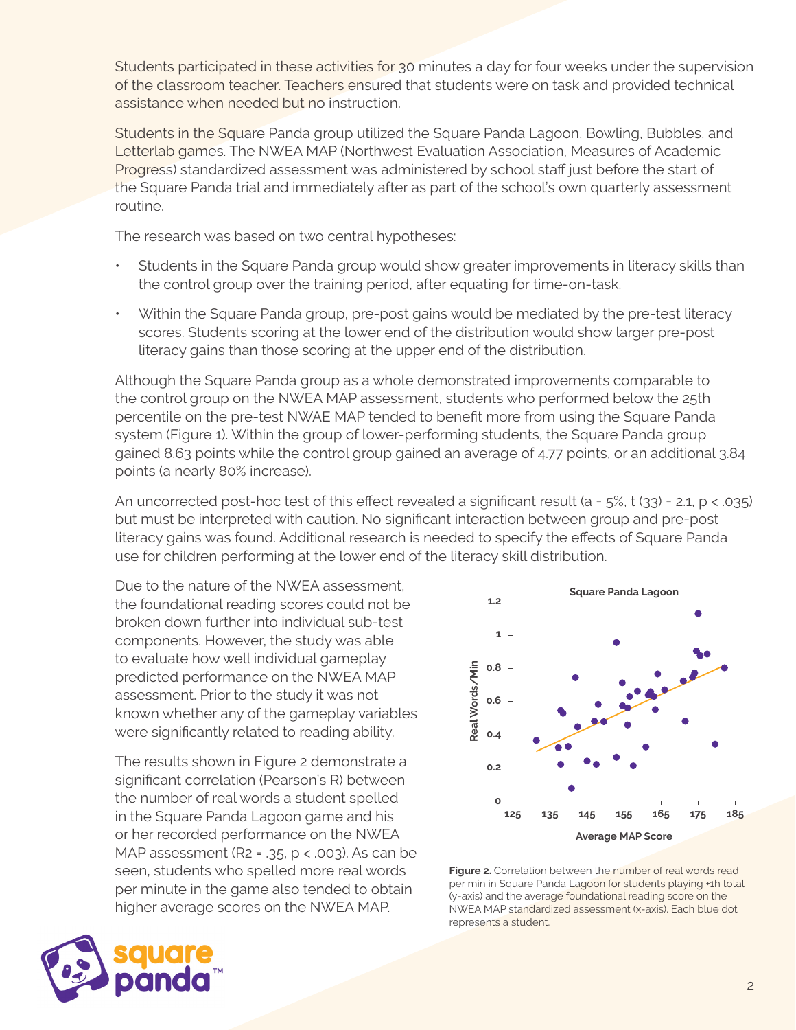Students participated in these activities for 30 minutes a day for four weeks under the supervision of the classroom teacher. Teachers ensured that students were on task and provided technical assistance when needed but no instruction.

Students in the Square Panda group utilized the Square Panda Lagoon, Bowling, Bubbles, and Letterlab games. The NWEA MAP (Northwest Evaluation Association, Measures of Academic Progress) standardized assessment was administered by school staff just before the start of the Square Panda trial and immediately after as part of the school's own quarterly assessment routine.

The research was based on two central hypotheses:

- Students in the Square Panda group would show greater improvements in literacy skills than the control group over the training period, after equating for time-on-task.
- Within the Square Panda group, pre-post gains would be mediated by the pre-test literacy scores. Students scoring at the lower end of the distribution would show larger pre-post literacy gains than those scoring at the upper end of the distribution.

Although the Square Panda group as a whole demonstrated improvements comparable to the control group on the NWEA MAP assessment, students who performed below the 25th percentile on the pre-test NWAE MAP tended to benefit more from using the Square Panda system (Figure 1). Within the group of lower-performing students, the Square Panda group gained 8.63 points while the control group gained an average of 4.77 points, or an additional 3.84 points (a nearly 80% increase).

An uncorrected post-hoc test of this effect revealed a significant result ($a = 5\%$, $t(33) = 2.1$, $p < .035$) but must be interpreted with caution. No significant interaction between group and pre-post literacy gains was found. Additional research is needed to specify the effects of Square Panda use for children performing at the lower end of the literacy skill distribution.

Due to the nature of the NWEA assessment, the foundational reading scores could not be broken down further into individual sub-test components. However, the study was able to evaluate how well individual gameplay predicted performance on the NWEA MAP assessment. Prior to the study it was not known whether any of the gameplay variables were significantly related to reading ability.

The results shown in Figure 2 demonstrate a significant correlation (Pearson's R) between the number of real words a student spelled in the Square Panda Lagoon game and his or her recorded performance on the NWEA MAP assessment ($R2 = .35$, $p < .003$). As can be seen, students who spelled more real words per minute in the game also tended to obtain higher average scores on the NWEA MAP.

**Figure 2.** Correlation between the number of real words read per min in Square Panda Lagoon for students playing +1h total (y-axis) and the average foundational reading score on the NWEA MAP standardized assessment (x-axis). Each blue dot represents a student.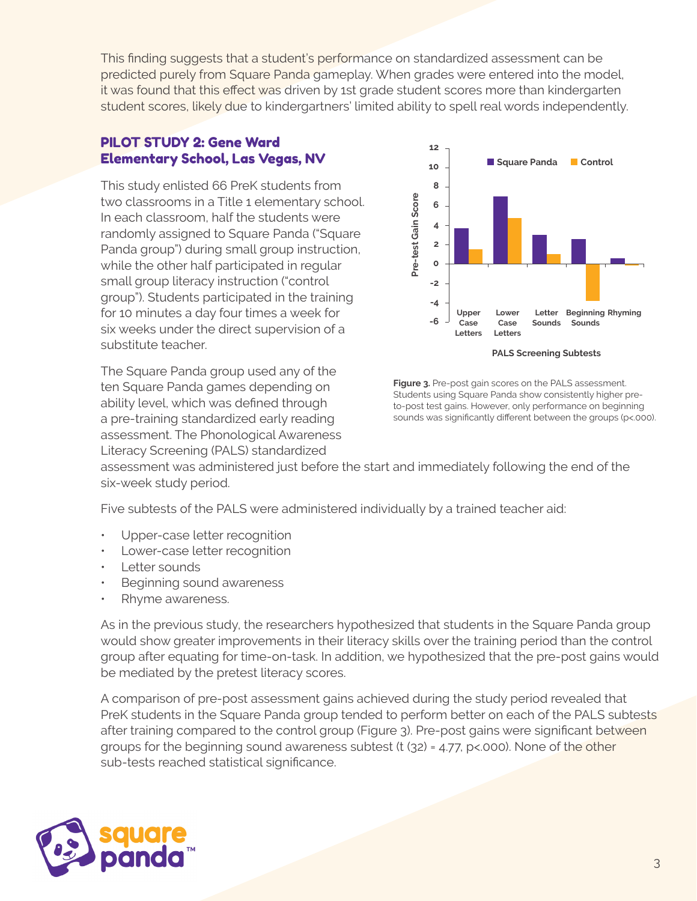This finding suggests that a student's performance on standardized assessment can be predicted purely from Square Panda gameplay. When grades were entered into the model, it was found that this effect was driven by 1st grade student scores more than kindergarten student scores, likely due to kindergartners' limited ability to spell real words independently.

## PILOT STUDY 2: Gene Ward Elementary School, Las Vegas, NV

This study enlisted 66 PreK students from two classrooms in a Title 1 elementary school. In each classroom, half the students were randomly assigned to Square Panda ("Square Panda group") during small group instruction, while the other half participated in regular small group literacy instruction ("control group"). Students participated in the training for 10 minutes a day four times a week for six weeks under the direct supervision of a substitute teacher.

The Square Panda group used any of the ten Square Panda games depending on ability level, which was defined through a pre-training standardized early reading assessment. The Phonological Awareness Literacy Screening (PALS) standardized assessment was administered just before the start and immediately following the end of the six-week study period.

**Figure 3.** Pre-post gain scores on the PALS assessment. Students using Square Panda show consistently higher pre-to-post test gains. However, only performance on beginning sounds was significantly different between the groups (p<.000).

Five subtests of the PALS were administered individually by a trained teacher aid:

- Upper-case letter recognition
- Lower-case letter recognition
- Letter sounds
- Beginning sound awareness
- Rhyme awareness.

As in the previous study, the researchers hypothesized that students in the Square Panda group would show greater improvements in their literacy skills over the training period than the control group after equating for time-on-task. In addition, we hypothesized that the pre-post gains would be mediated by the pretest literacy scores.

A comparison of pre-post assessment gains achieved during the study period revealed that PreK students in the Square Panda group tended to perform better on each of the PALS subtests after training compared to the control group (Figure 3). Pre-post gains were significant between groups for the beginning sound awareness subtest ($t(32) = 4.77$, $p<.000$). None of the other sub-tests reached statistical significance.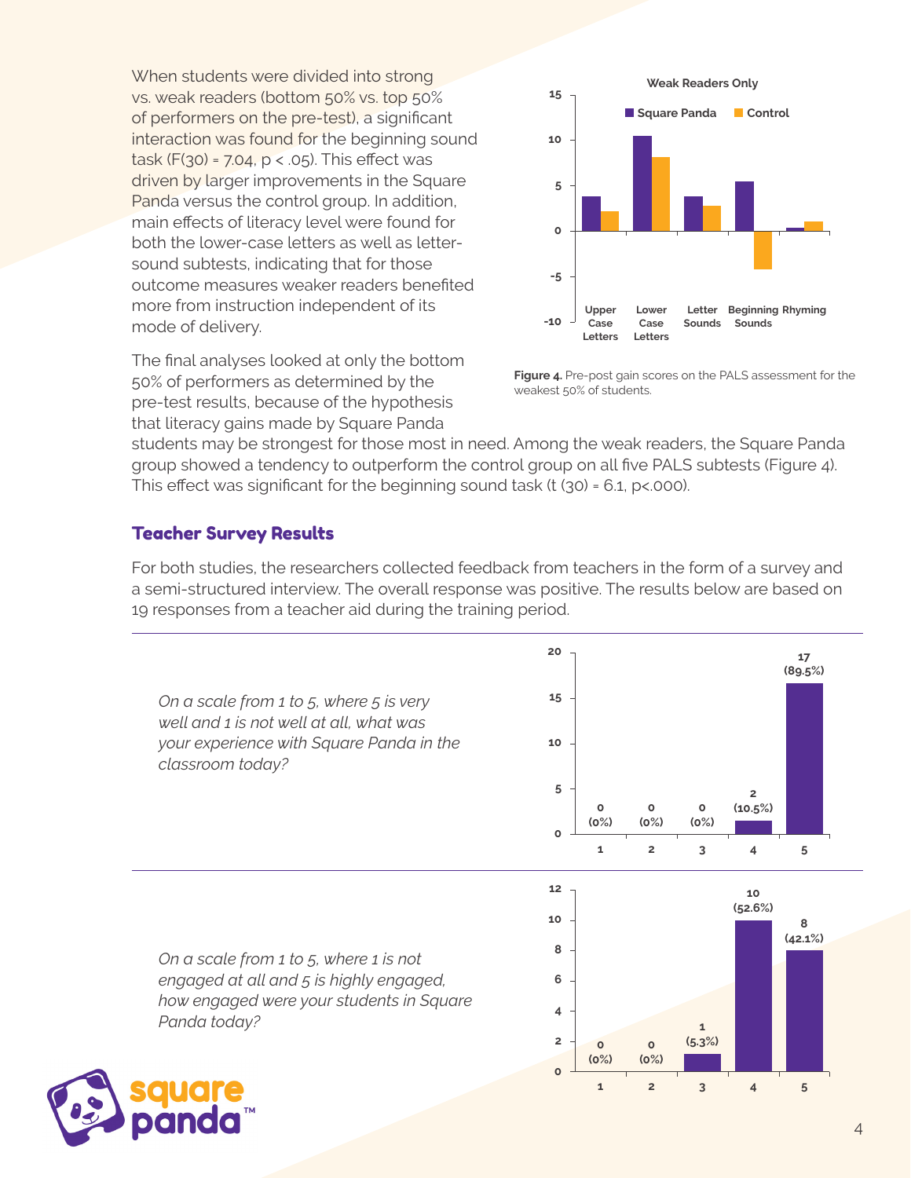When students were divided into strong vs. weak readers (bottom 50% vs. top 50% of performers on the pre-test), a significant interaction was found for the beginning sound task ($F(30) = 7.04$, $p < .05$). This effect was driven by larger improvements in the Square Panda versus the control group. In addition, main effects of literacy level were found for both the lower-case letters as well as letter-sound subtests, indicating that for those outcome measures weaker readers benefited more from instruction independent of its mode of delivery.

The final analyses looked at only the bottom 50% of performers as determined by the pre-test results, because of the hypothesis that literacy gains made by Square Panda students may be strongest for those most in need. Among the weak readers, the Square Panda group showed a tendency to outperform the control group on all five PALS subtests (Figure 4). This effect was significant for the beginning sound task ($t(30) = 6.1$, $p<.000$).

**Weak Readers Only**

**Figure 4.** Pre-post gain scores on the PALS assessment for the weakest 50% of students.

## Teacher Survey Results

For both studies, the researchers collected feedback from teachers in the form of a survey and a semi-structured interview. The overall response was positive. The results below are based on 19 responses from a teacher aid during the training period.

*On a scale from 1 to 5, where 5 is very well and 1 is not well at all, what was your experience with Square Panda in the classroom today?*

| Rating | 1 | 2 | 3 | 4 | 5 |
|---|---|---|---|---|---|
| Responses | 0 (0%) | 0 (0%) | 0 (0%) | 2 (10.5%) | 17 (89.5%) |

*On a scale from 1 to 5, where 1 is not engaged at all and 5 is highly engaged, how engaged were your students in Square Panda today?*

| Rating | 1 | 2 | 3 | 4 | 5 |
|---|---|---|---|---|---|
| Responses | 0 (0%) | 0 (0%) | 1 (5.3%) | 10 (52.6%) | 8 (42.1%) |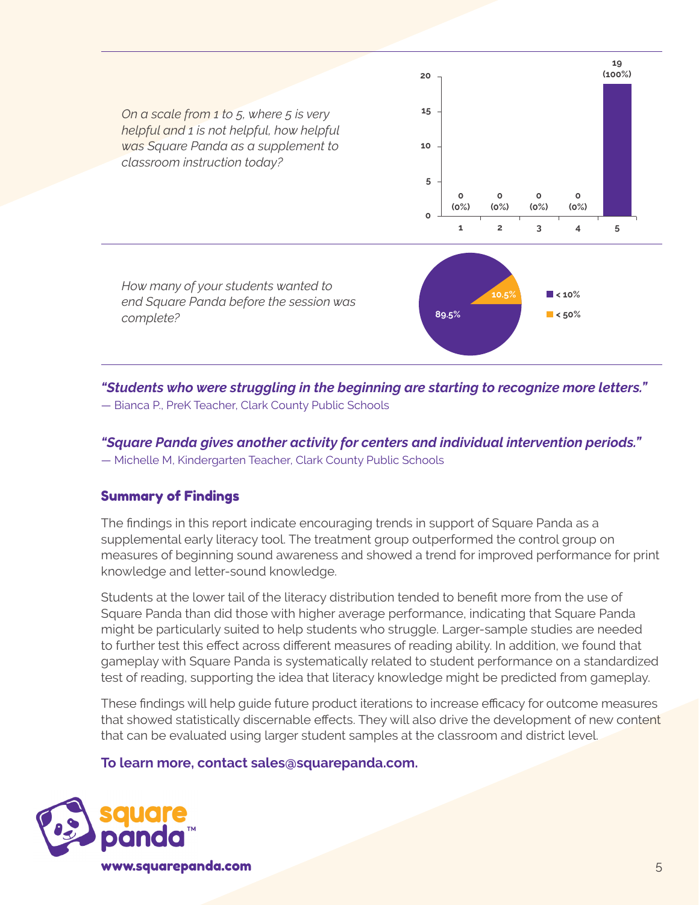*On a scale from 1 to 5, where 5 is very helpful and 1 is not helpful, how helpful was Square Panda as a supplement to classroom instruction today?*

20
15
10
5
0
0 (0%)
0 (0%)
0 (0%)
0 (0%)
19 (100%)
1
2
3
4
5

*How many of your students wanted to end Square Panda before the session was complete?*

89.5%
10.5%
< 10%
< 50%

***"Students who were struggling in the beginning are starting to recognize more letters."***
— Bianca P., PreK Teacher, Clark County Public Schools

***"Square Panda gives another activity for centers and individual intervention periods."***
— Michelle M, Kindergarten Teacher, Clark County Public Schools

## Summary of Findings

The findings in this report indicate encouraging trends in support of Square Panda as a supplemental early literacy tool. The treatment group outperformed the control group on measures of beginning sound awareness and showed a trend for improved performance for print knowledge and letter-sound knowledge.

Students at the lower tail of the literacy distribution tended to benefit more from the use of Square Panda than did those with higher average performance, indicating that Square Panda might be particularly suited to help students who struggle. Larger-sample studies are needed to further test this effect across different measures of reading ability. In addition, we found that gameplay with Square Panda is systematically related to student performance on a standardized test of reading, supporting the idea that literacy knowledge might be predicted from gameplay.

These findings will help guide future product iterations to increase efficacy for outcome measures that showed statistically discernable effects. They will also drive the development of new content that can be evaluated using larger student samples at the classroom and district level.

**To learn more, contact sales@squarepanda.com.**

square panda™

www.squarepanda.com